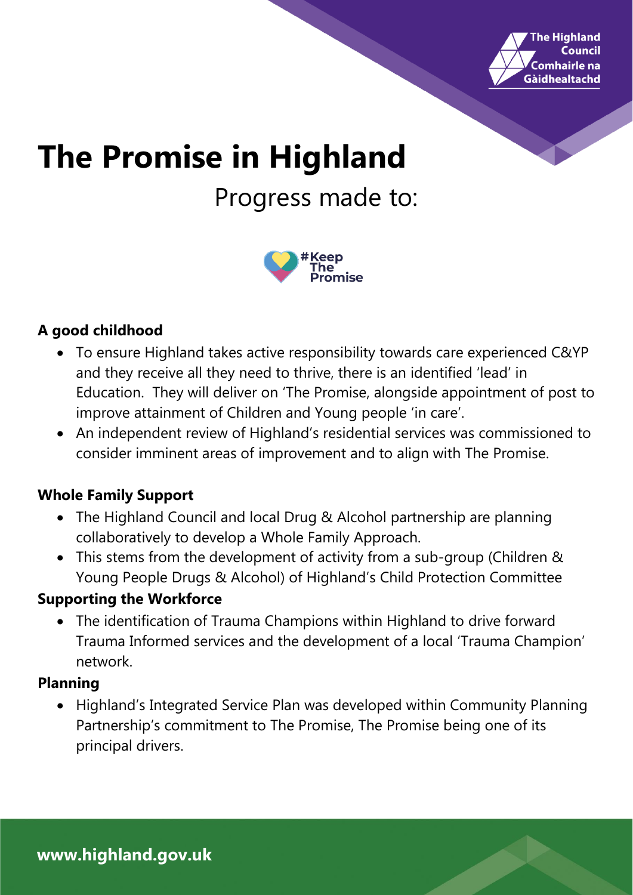# The Promise in Highland

## Progress made to:

#Keep The Promise

**A good childhood**

- To ensure Highland takes active responsibility towards care experienced C&YP and they receive all they need to thrive, there is an identified 'lead' in Education. They will deliver on 'The Promise, alongside appointment of post to improve attainment of Children and Young people 'in care'.
- An independent review of Highland's residential services was commissioned to consider imminent areas of improvement and to align with The Promise.

**Whole Family Support**

- The Highland Council and local Drug & Alcohol partnership are planning collaboratively to develop a Whole Family Approach.
- This stems from the development of activity from a sub-group (Children & Young People Drugs & Alcohol) of Highland's Child Protection Committee

**Supporting the Workforce**

- The identification of Trauma Champions within Highland to drive forward Trauma Informed services and the development of a local 'Trauma Champion' network.

**Planning**

- Highland's Integrated Service Plan was developed within Community Planning Partnership's commitment to The Promise, The Promise being one of its principal drivers.

**www.highland.gov.uk**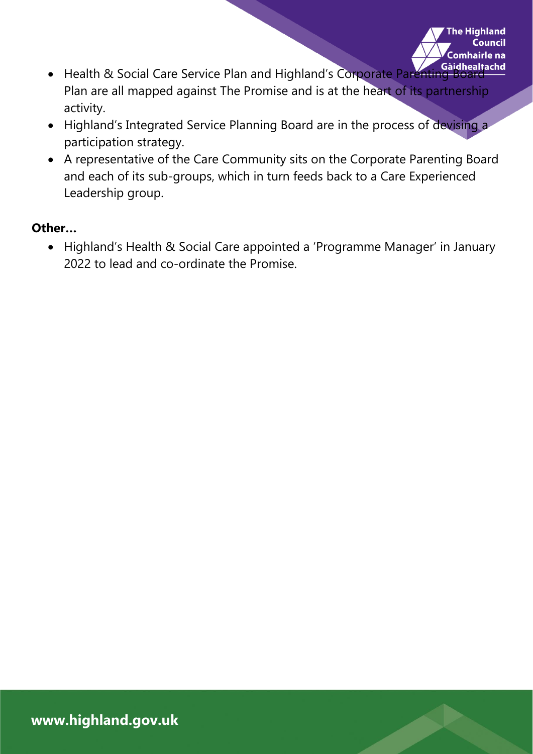- Health & Social Care Service Plan and Highland's Corporate Parenting Board Plan are all mapped against The Promise and is at the heart of its partnership activity.
- Highland's Integrated Service Planning Board are in the process of devising a participation strategy.
- A representative of the Care Community sits on the Corporate Parenting Board and each of its sub-groups, which in turn feeds back to a Care Experienced Leadership group.

**Other…**

- Highland's Health & Social Care appointed a 'Programme Manager' in January 2022 to lead and co-ordinate the Promise.